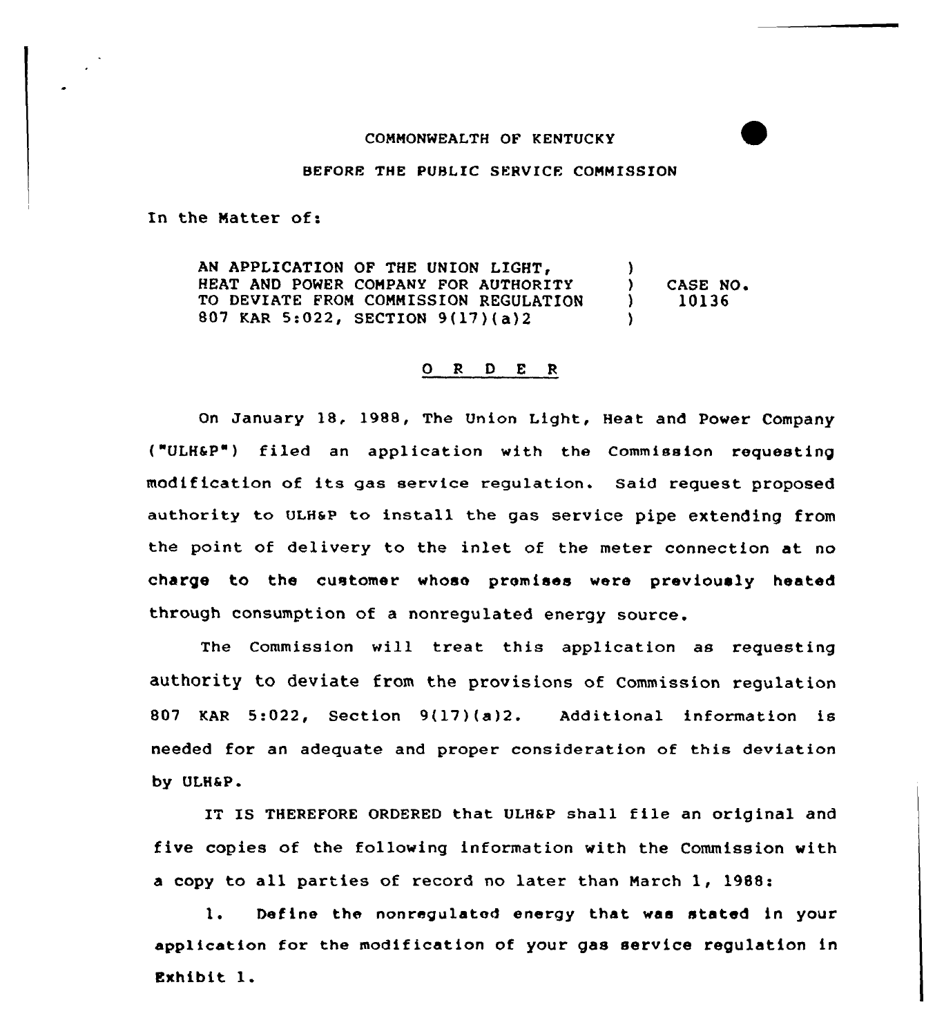COMMONWEALTH OF KENTUCKY

BEFORE THE PUBLIC SERVICE COMMISSION

In the Matter of:

| | | |
|---|---|---|
| AN APPLICATION OF THE UNION LIGHT, HEAT AND POWER COMPANY FOR AUTHORITY TO DEVIATE FROM COMMISSION REGULATION 807 KAR 5:022, SECTION 9(17)(a)2 | ) ) ) ) | CASE NO. 10136 |

# O R D E R

On January 18, 1988, The Union Light, Heat and Power Company ("ULH&P") filed an application with the Commission requesting modification of its gas service regulation. Said request proposed authority to ULH&P to install the gas service pipe extending from the point of delivery to the inlet of the meter connection at no charge to the customer whose premises were previously heated through consumption of a nonregulated energy source.

The Commission will treat this application as requesting authority to deviate from the provisions of Commission regulation 807 KAR 5:022, Section 9(17)(a)2. Additional information is needed for an adequate and proper consideration of this deviation by ULH&P.

IT IS THEREFORE ORDERED that ULH&P shall file an original and five copies of the following information with the Commission with a copy to all parties of record no later than March 1, 1988:

1. Define the nonregulated energy that was stated in your application for the modification of your gas service regulation in Exhibit 1.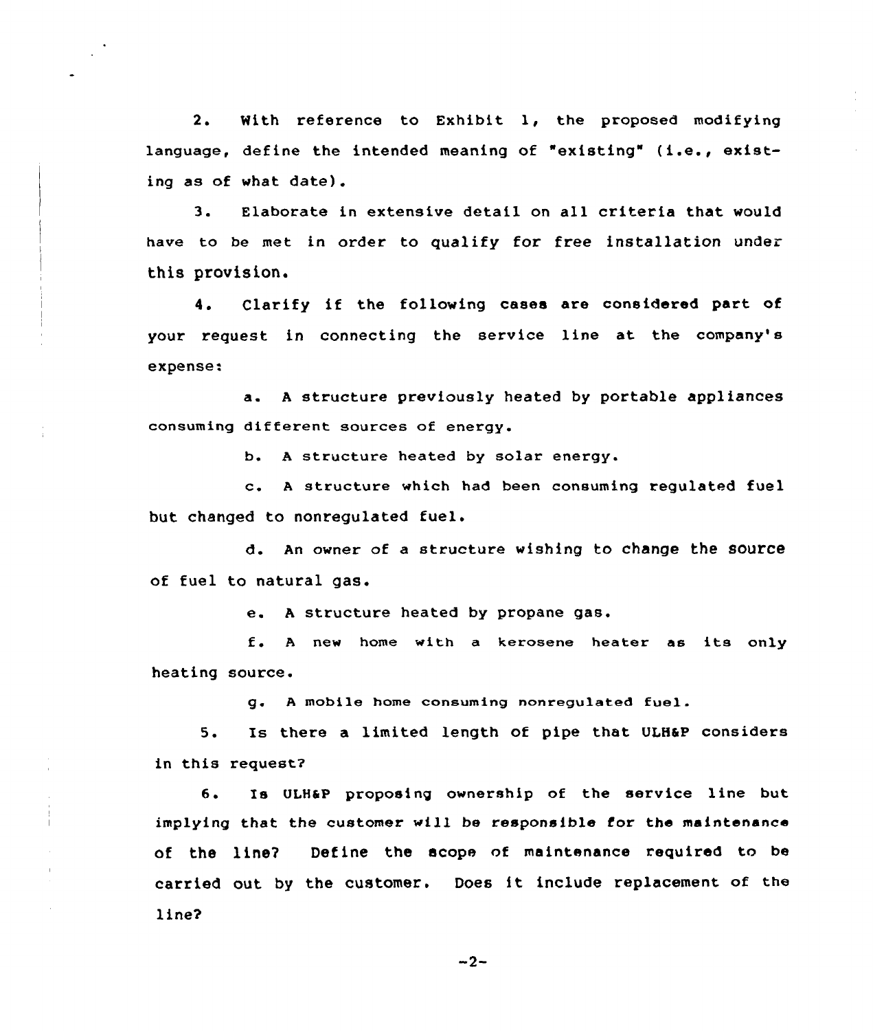2. With reference to Exhibit 1, the proposed modifying language, define the intended meaning of "existing" (i.e., existing as of what date).

3. Elaborate in extensive detail on all criteria that would have to be met in order to qualify for free installation under this provision.

4. Clarify if the following cases are considered part of your request in connecting the service line at the company's expense:

   a. A structure previously heated by portable appliances consuming different sources of energy.

   b. A structure heated by solar energy.

   c. A structure which had been consuming regulated fuel but changed to nonregulated fuel.

   d. An owner of a structure wishing to change the source of fuel to natural gas.

   e. A structure heated by propane gas.

   f. A new home with a kerosene heater as its only heating source.

   g. A mobile home consuming nonregulated fuel.

5. Is there a limited length of pipe that ULH&P considers in this request?

6. Is ULH&P proposing ownership of the service line but implying that the customer will be responsible for the maintenance of the line? Define the scope of maintenance required to be carried out by the customer. Does it include replacement of the line?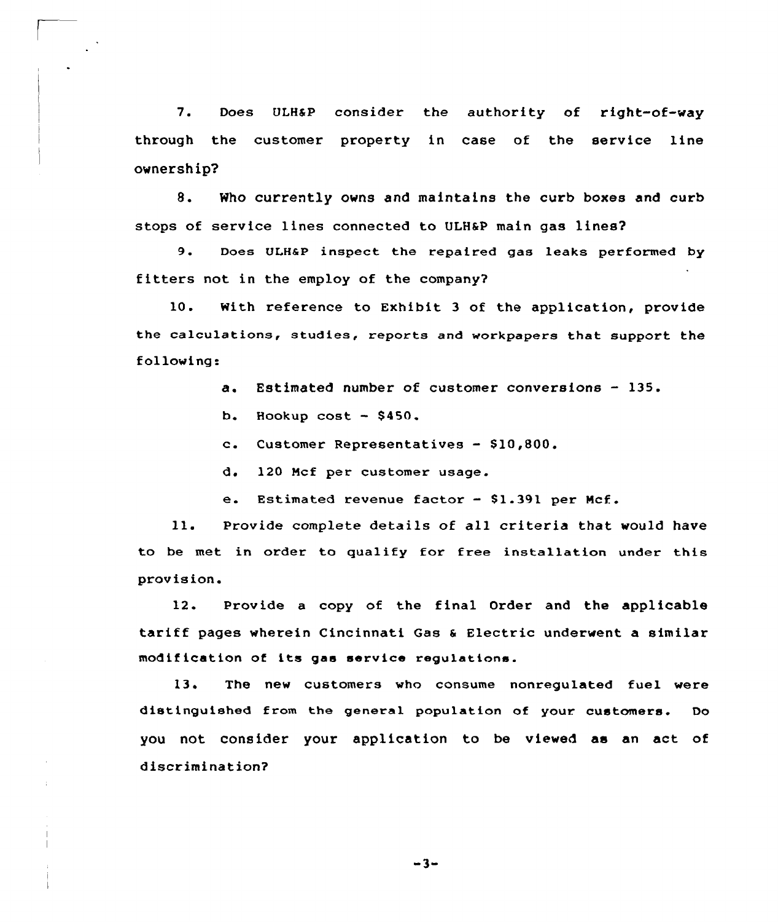7. Does ULH&P consider the authority of right-of-way through the customer property in case of the service line ownership?

8. Who currently owns and maintains the curb boxes and curb stops of service lines connected to ULH&P main gas lines?

9. Does ULH&P inspect the repaired gas leaks performed by fitters not in the employ of the company?

10. With reference to Exhibit 3 of the application, provide the calculations, studies, reports and workpapers that support the following:

a. Estimated number of customer conversions - 135.

b. Hookup cost - $450.

c. Customer Representatives - $10,800.

d. 120 Mcf per customer usage.

e. Estimated revenue factor - $1.391 per Mcf.

11. Provide complete details of all criteria that would have to be met in order to qualify for free installation under this provision.

12. Provide a copy of the final Order and the applicable tariff pages wherein Cincinnati Gas & Electric underwent a similar modification of its gas service regulations.

13. The new customers who consume nonregulated fuel were distinguished from the general population of your customers. Do you not consider your application to be viewed as an act of discrimination?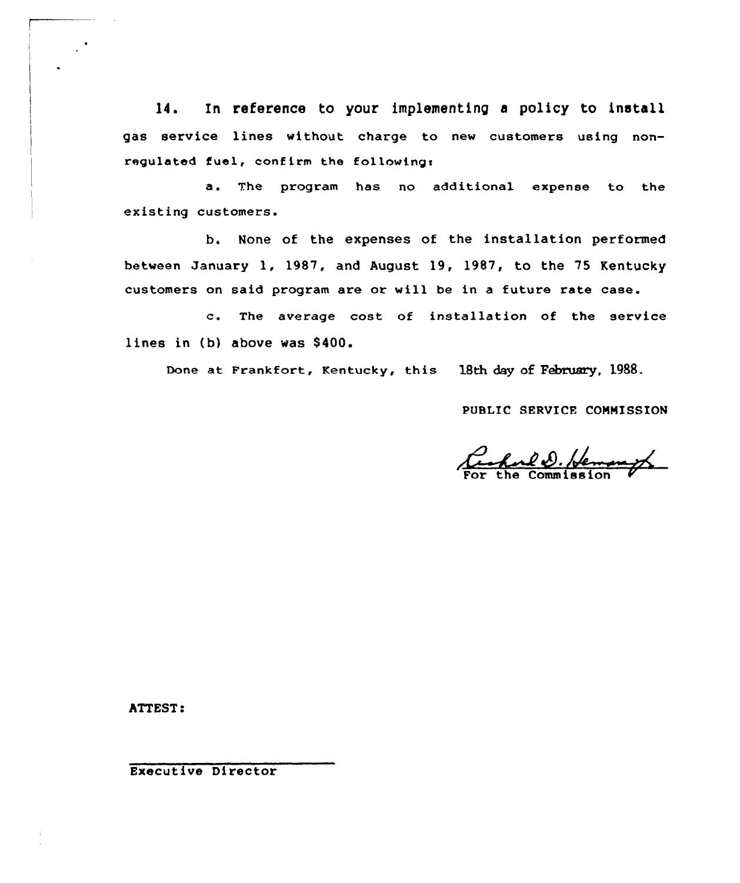14. In reference to your implementing a policy to install gas service lines without charge to new customers using non-regulated fuel, confirm the following:

a. The program has no additional expense to the existing customers.

b. None of the expenses of the installation performed between January 1, 1987, and August 19, 1987, to the 75 Kentucky customers on said program are or will be in a future rate case.

c. The average cost of installation of the service lines in (b) above was $400.

Done at Frankfort, Kentucky, this 18th day of February, 1988.

PUBLIC SERVICE COMMISSION

For the Commission

ATTEST:

Executive Director